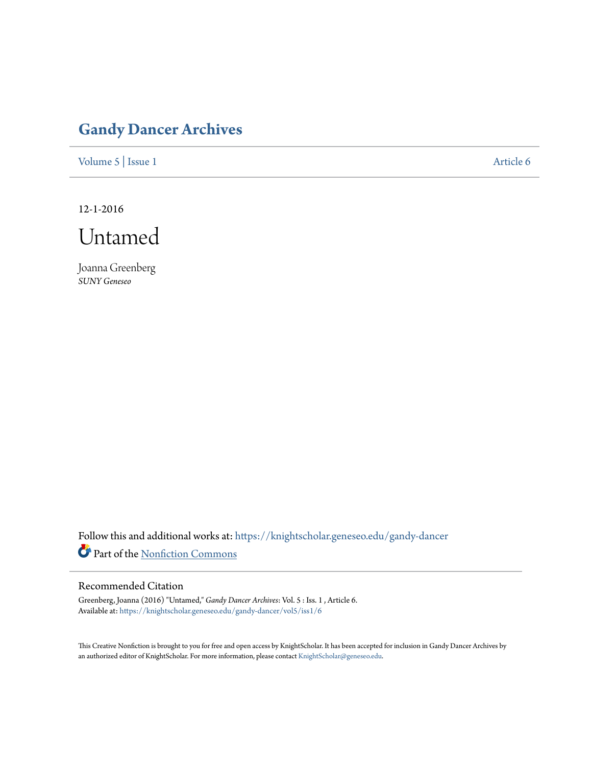# Gandy Dancer Archives

Volume 5 | Issue 1 Article 6

12-1-2016

# Untamed

Joanna Greenberg
*SUNY Geneseo*

Follow this and additional works at: https://knightscholar.geneseo.edu/gandy-dancer

Part of the Nonfiction Commons

## Recommended Citation

Greenberg, Joanna (2016) "Untamed," *Gandy Dancer Archives*: Vol. 5 : Iss. 1 , Article 6.
Available at: https://knightscholar.geneseo.edu/gandy-dancer/vol5/iss1/6

This Creative Nonfiction is brought to you for free and open access by KnightScholar. It has been accepted for inclusion in Gandy Dancer Archives by an authorized editor of KnightScholar. For more information, please contact KnightScholar@geneseo.edu.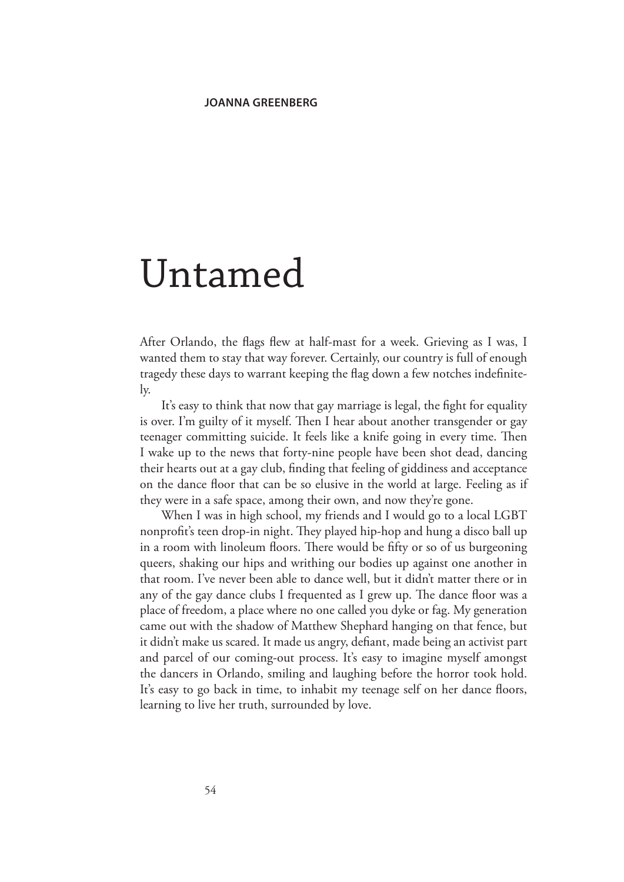**JOANNA GREENBERG**

# Untamed

After Orlando, the flags flew at half-mast for a week. Grieving as I was, I wanted them to stay that way forever. Certainly, our country is full of enough tragedy these days to warrant keeping the flag down a few notches indefinitely.

It's easy to think that now that gay marriage is legal, the fight for equality is over. I'm guilty of it myself. Then I hear about another transgender or gay teenager committing suicide. It feels like a knife going in every time. Then I wake up to the news that forty-nine people have been shot dead, dancing their hearts out at a gay club, finding that feeling of giddiness and acceptance on the dance floor that can be so elusive in the world at large. Feeling as if they were in a safe space, among their own, and now they're gone.

When I was in high school, my friends and I would go to a local LGBT nonprofit's teen drop-in night. They played hip-hop and hung a disco ball up in a room with linoleum floors. There would be fifty or so of us burgeoning queers, shaking our hips and writhing our bodies up against one another in that room. I've never been able to dance well, but it didn't matter there or in any of the gay dance clubs I frequented as I grew up. The dance floor was a place of freedom, a place where no one called you dyke or fag. My generation came out with the shadow of Matthew Shephard hanging on that fence, but it didn't make us scared. It made us angry, defiant, made being an activist part and parcel of our coming-out process. It's easy to imagine myself amongst the dancers in Orlando, smiling and laughing before the horror took hold. It's easy to go back in time, to inhabit my teenage self on her dance floors, learning to live her truth, surrounded by love.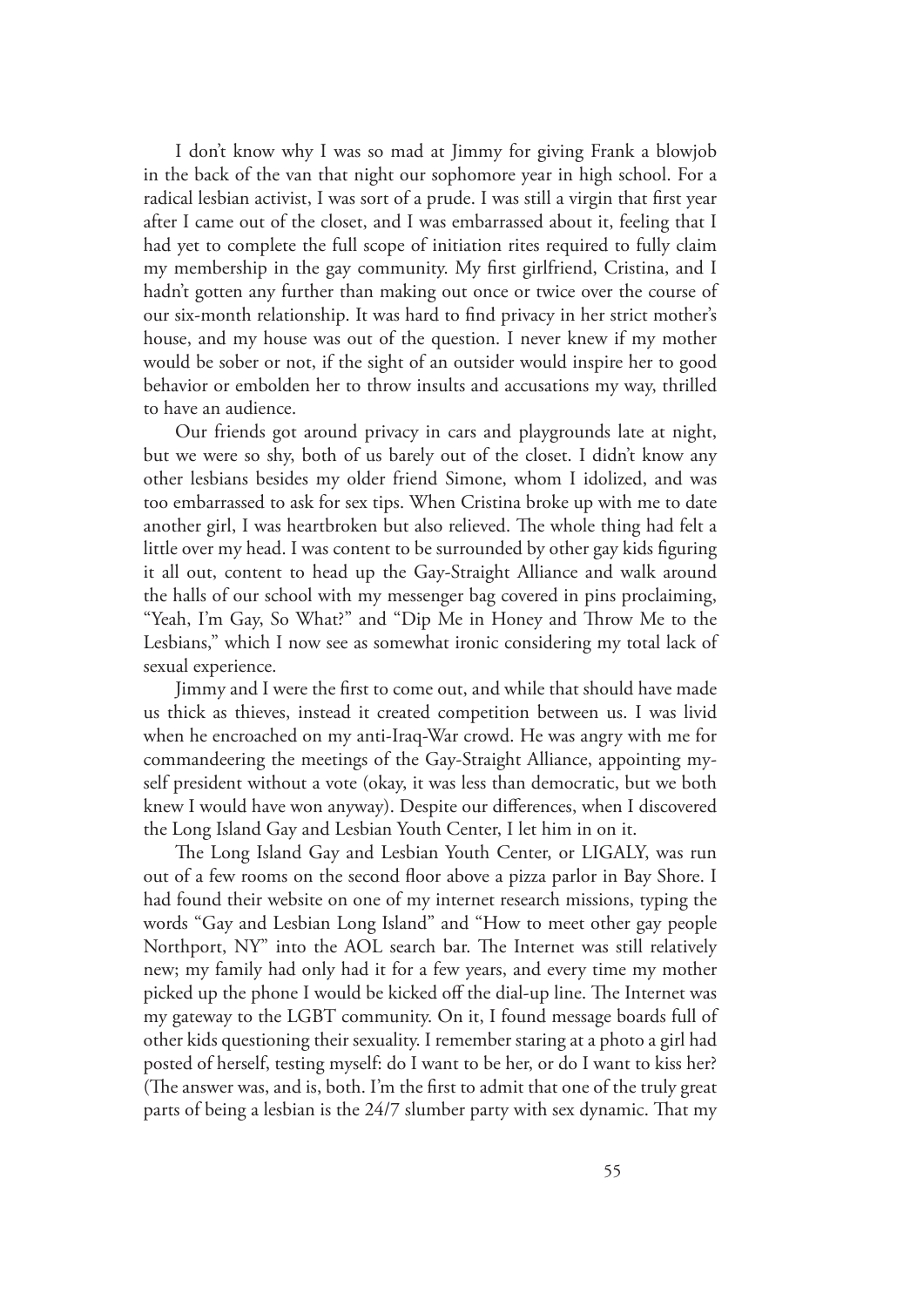I don't know why I was so mad at Jimmy for giving Frank a blowjob in the back of the van that night our sophomore year in high school. For a radical lesbian activist, I was sort of a prude. I was still a virgin that first year after I came out of the closet, and I was embarrassed about it, feeling that I had yet to complete the full scope of initiation rites required to fully claim my membership in the gay community. My first girlfriend, Cristina, and I hadn't gotten any further than making out once or twice over the course of our six-month relationship. It was hard to find privacy in her strict mother's house, and my house was out of the question. I never knew if my mother would be sober or not, if the sight of an outsider would inspire her to good behavior or embolden her to throw insults and accusations my way, thrilled to have an audience.

Our friends got around privacy in cars and playgrounds late at night, but we were so shy, both of us barely out of the closet. I didn't know any other lesbians besides my older friend Simone, whom I idolized, and was too embarrassed to ask for sex tips. When Cristina broke up with me to date another girl, I was heartbroken but also relieved. The whole thing had felt a little over my head. I was content to be surrounded by other gay kids figuring it all out, content to head up the Gay-Straight Alliance and walk around the halls of our school with my messenger bag covered in pins proclaiming, "Yeah, I'm Gay, So What?" and "Dip Me in Honey and Throw Me to the Lesbians," which I now see as somewhat ironic considering my total lack of sexual experience.

Jimmy and I were the first to come out, and while that should have made us thick as thieves, instead it created competition between us. I was livid when he encroached on my anti-Iraq-War crowd. He was angry with me for commandeering the meetings of the Gay-Straight Alliance, appointing myself president without a vote (okay, it was less than democratic, but we both knew I would have won anyway). Despite our differences, when I discovered the Long Island Gay and Lesbian Youth Center, I let him in on it.

The Long Island Gay and Lesbian Youth Center, or LIGALY, was run out of a few rooms on the second floor above a pizza parlor in Bay Shore. I had found their website on one of my internet research missions, typing the words "Gay and Lesbian Long Island" and "How to meet other gay people Northport, NY" into the AOL search bar. The Internet was still relatively new; my family had only had it for a few years, and every time my mother picked up the phone I would be kicked off the dial-up line. The Internet was my gateway to the LGBT community. On it, I found message boards full of other kids questioning their sexuality. I remember staring at a photo a girl had posted of herself, testing myself: do I want to be her, or do I want to kiss her? (The answer was, and is, both. I'm the first to admit that one of the truly great parts of being a lesbian is the 24/7 slumber party with sex dynamic. That my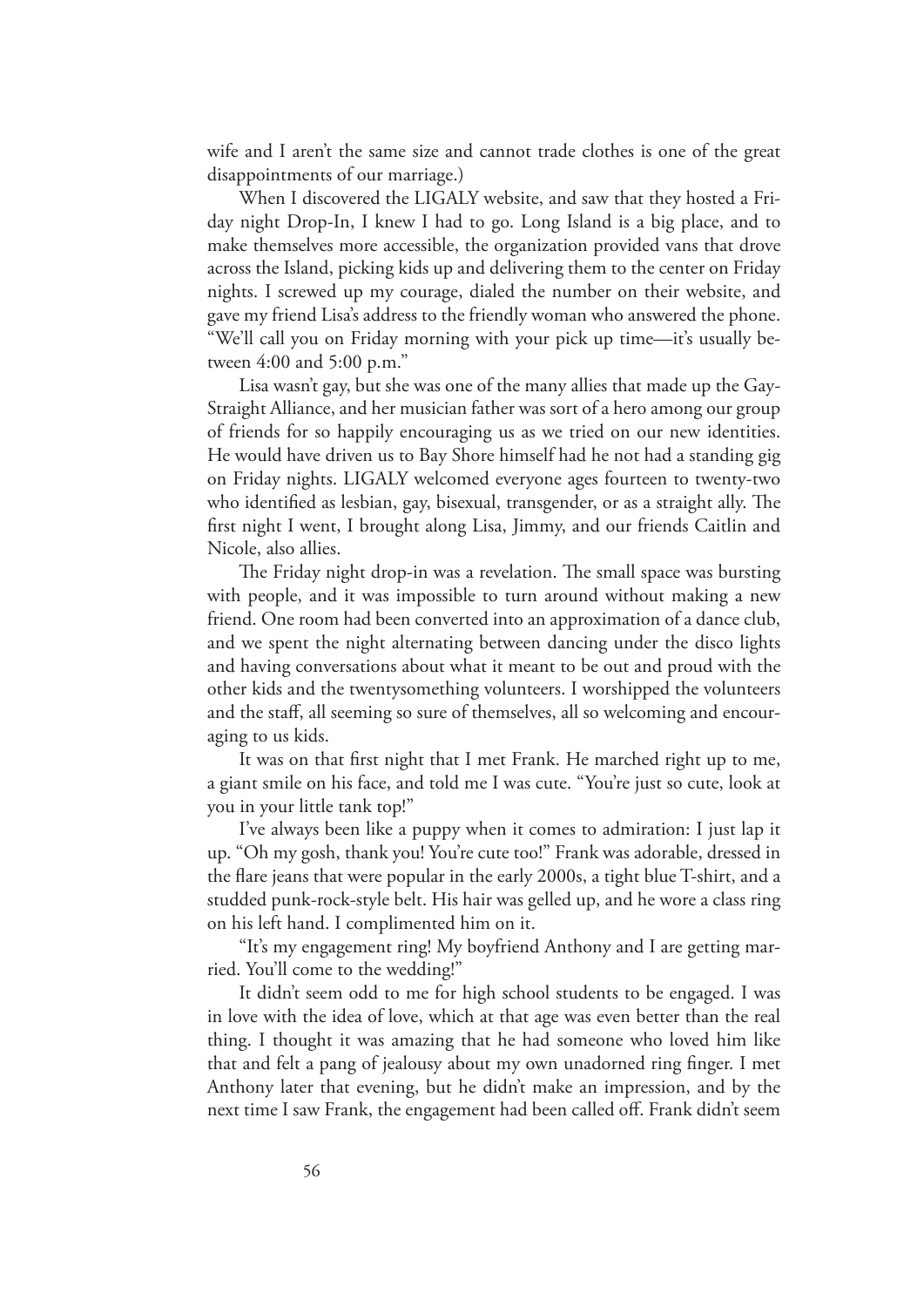wife and I aren't the same size and cannot trade clothes is one of the great disappointments of our marriage.)

When I discovered the LIGALY website, and saw that they hosted a Friday night Drop-In, I knew I had to go. Long Island is a big place, and to make themselves more accessible, the organization provided vans that drove across the Island, picking kids up and delivering them to the center on Friday nights. I screwed up my courage, dialed the number on their website, and gave my friend Lisa's address to the friendly woman who answered the phone. "We'll call you on Friday morning with your pick up time—it's usually between 4:00 and 5:00 p.m."

Lisa wasn't gay, but she was one of the many allies that made up the Gay-Straight Alliance, and her musician father was sort of a hero among our group of friends for so happily encouraging us as we tried on our new identities. He would have driven us to Bay Shore himself had he not had a standing gig on Friday nights. LIGALY welcomed everyone ages fourteen to twenty-two who identified as lesbian, gay, bisexual, transgender, or as a straight ally. The first night I went, I brought along Lisa, Jimmy, and our friends Caitlin and Nicole, also allies.

The Friday night drop-in was a revelation. The small space was bursting with people, and it was impossible to turn around without making a new friend. One room had been converted into an approximation of a dance club, and we spent the night alternating between dancing under the disco lights and having conversations about what it meant to be out and proud with the other kids and the twentysomething volunteers. I worshipped the volunteers and the staff, all seeming so sure of themselves, all so welcoming and encouraging to us kids.

It was on that first night that I met Frank. He marched right up to me, a giant smile on his face, and told me I was cute. "You're just so cute, look at you in your little tank top!"

I've always been like a puppy when it comes to admiration: I just lap it up. "Oh my gosh, thank you! You're cute too!" Frank was adorable, dressed in the flare jeans that were popular in the early 2000s, a tight blue T-shirt, and a studded punk-rock-style belt. His hair was gelled up, and he wore a class ring on his left hand. I complimented him on it.

"It's my engagement ring! My boyfriend Anthony and I are getting married. You'll come to the wedding!"

It didn't seem odd to me for high school students to be engaged. I was in love with the idea of love, which at that age was even better than the real thing. I thought it was amazing that he had someone who loved him like that and felt a pang of jealousy about my own unadorned ring finger. I met Anthony later that evening, but he didn't make an impression, and by the next time I saw Frank, the engagement had been called off. Frank didn't seem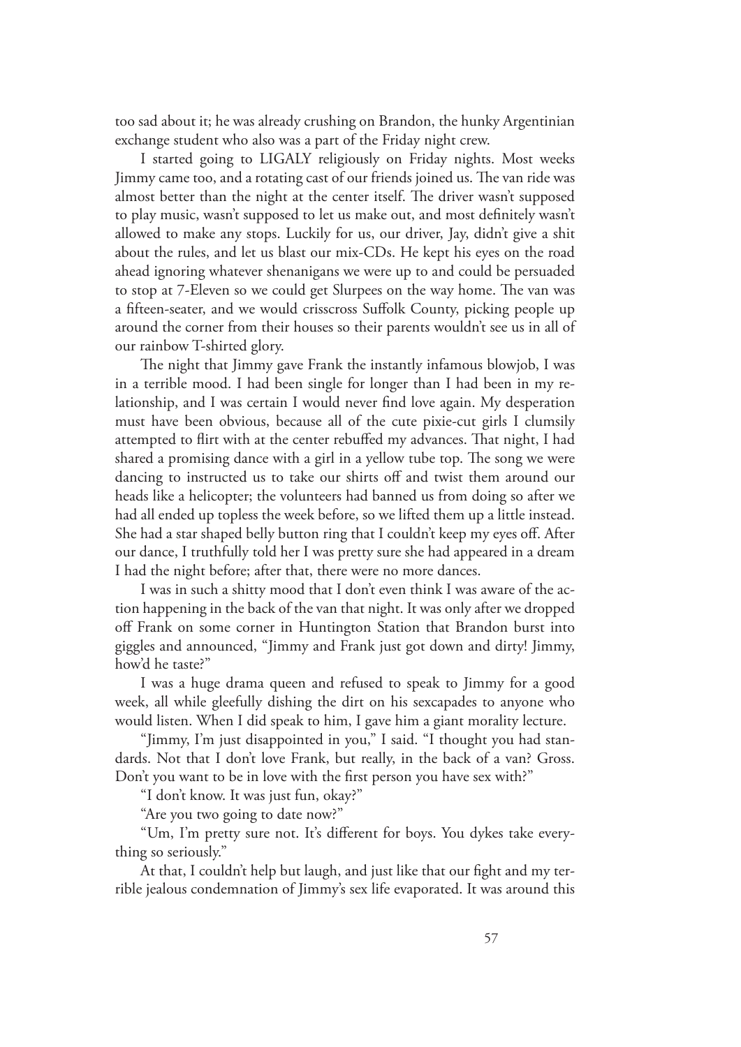too sad about it; he was already crushing on Brandon, the hunky Argentinian exchange student who also was a part of the Friday night crew.

I started going to LIGALY religiously on Friday nights. Most weeks Jimmy came too, and a rotating cast of our friends joined us. The van ride was almost better than the night at the center itself. The driver wasn't supposed to play music, wasn't supposed to let us make out, and most definitely wasn't allowed to make any stops. Luckily for us, our driver, Jay, didn't give a shit about the rules, and let us blast our mix-CDs. He kept his eyes on the road ahead ignoring whatever shenanigans we were up to and could be persuaded to stop at 7-Eleven so we could get Slurpees on the way home. The van was a fifteen-seater, and we would crisscross Suffolk County, picking people up around the corner from their houses so their parents wouldn't see us in all of our rainbow T-shirted glory.

The night that Jimmy gave Frank the instantly infamous blowjob, I was in a terrible mood. I had been single for longer than I had been in my relationship, and I was certain I would never find love again. My desperation must have been obvious, because all of the cute pixie-cut girls I clumsily attempted to flirt with at the center rebuffed my advances. That night, I had shared a promising dance with a girl in a yellow tube top. The song we were dancing to instructed us to take our shirts off and twist them around our heads like a helicopter; the volunteers had banned us from doing so after we had all ended up topless the week before, so we lifted them up a little instead. She had a star shaped belly button ring that I couldn't keep my eyes off. After our dance, I truthfully told her I was pretty sure she had appeared in a dream I had the night before; after that, there were no more dances.

I was in such a shitty mood that I don't even think I was aware of the action happening in the back of the van that night. It was only after we dropped off Frank on some corner in Huntington Station that Brandon burst into giggles and announced, "Jimmy and Frank just got down and dirty! Jimmy, how'd he taste?"

I was a huge drama queen and refused to speak to Jimmy for a good week, all while gleefully dishing the dirt on his sexcapades to anyone who would listen. When I did speak to him, I gave him a giant morality lecture.

"Jimmy, I'm just disappointed in you," I said. "I thought you had standards. Not that I don't love Frank, but really, in the back of a van? Gross. Don't you want to be in love with the first person you have sex with?"

"I don't know. It was just fun, okay?"

"Are you two going to date now?"

"Um, I'm pretty sure not. It's different for boys. You dykes take everything so seriously."

At that, I couldn't help but laugh, and just like that our fight and my terrible jealous condemnation of Jimmy's sex life evaporated. It was around this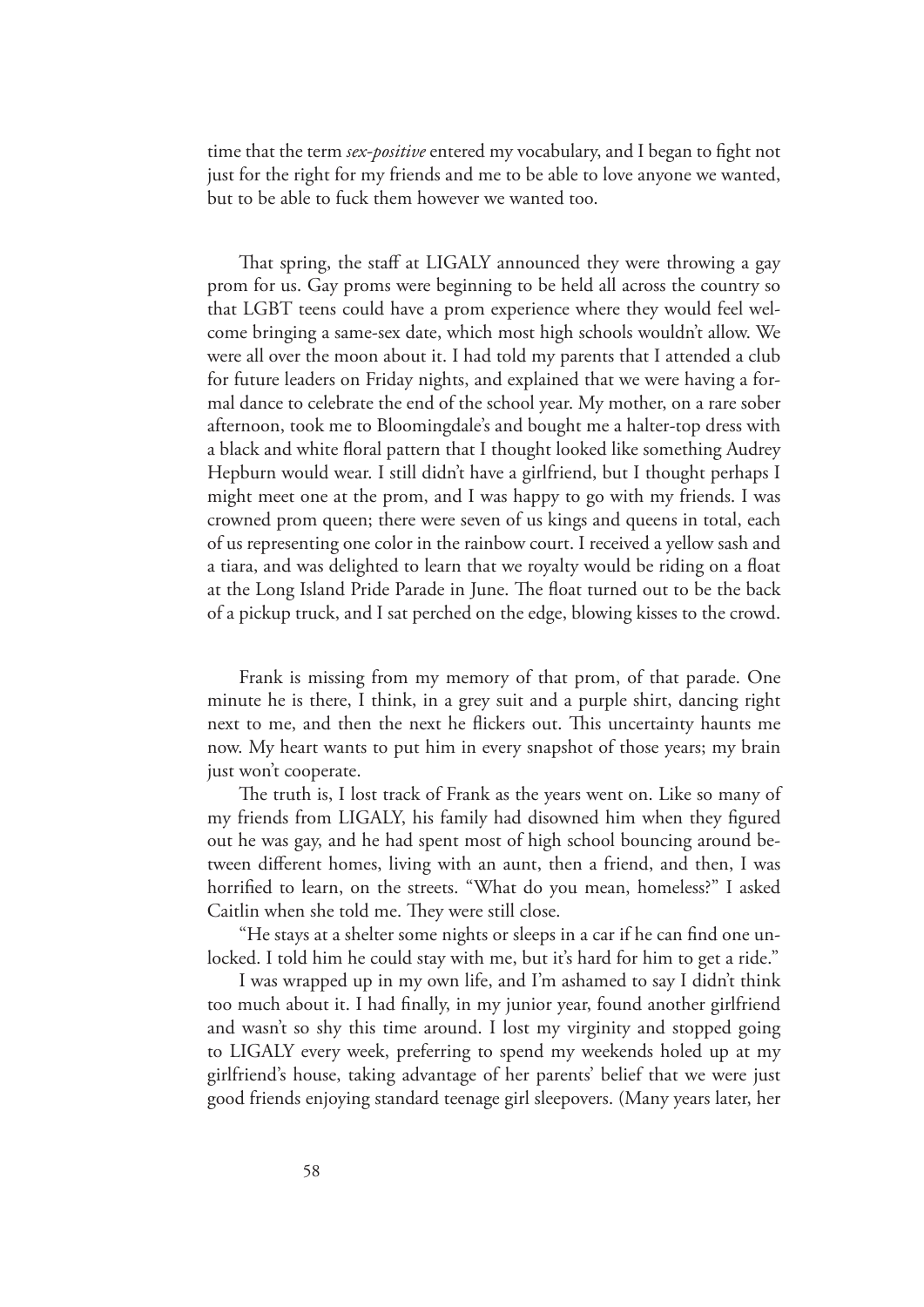time that the term *sex-positive* entered my vocabulary, and I began to fight not just for the right for my friends and me to be able to love anyone we wanted, but to be able to fuck them however we wanted too.

That spring, the staff at LIGALY announced they were throwing a gay prom for us. Gay proms were beginning to be held all across the country so that LGBT teens could have a prom experience where they would feel welcome bringing a same-sex date, which most high schools wouldn't allow. We were all over the moon about it. I had told my parents that I attended a club for future leaders on Friday nights, and explained that we were having a formal dance to celebrate the end of the school year. My mother, on a rare sober afternoon, took me to Bloomingdale's and bought me a halter-top dress with a black and white floral pattern that I thought looked like something Audrey Hepburn would wear. I still didn't have a girlfriend, but I thought perhaps I might meet one at the prom, and I was happy to go with my friends. I was crowned prom queen; there were seven of us kings and queens in total, each of us representing one color in the rainbow court. I received a yellow sash and a tiara, and was delighted to learn that we royalty would be riding on a float at the Long Island Pride Parade in June. The float turned out to be the back of a pickup truck, and I sat perched on the edge, blowing kisses to the crowd.

Frank is missing from my memory of that prom, of that parade. One minute he is there, I think, in a grey suit and a purple shirt, dancing right next to me, and then the next he flickers out. This uncertainty haunts me now. My heart wants to put him in every snapshot of those years; my brain just won't cooperate.

The truth is, I lost track of Frank as the years went on. Like so many of my friends from LIGALY, his family had disowned him when they figured out he was gay, and he had spent most of high school bouncing around between different homes, living with an aunt, then a friend, and then, I was horrified to learn, on the streets. "What do you mean, homeless?" I asked Caitlin when she told me. They were still close.

"He stays at a shelter some nights or sleeps in a car if he can find one unlocked. I told him he could stay with me, but it's hard for him to get a ride."

I was wrapped up in my own life, and I'm ashamed to say I didn't think too much about it. I had finally, in my junior year, found another girlfriend and wasn't so shy this time around. I lost my virginity and stopped going to LIGALY every week, preferring to spend my weekends holed up at my girlfriend's house, taking advantage of her parents' belief that we were just good friends enjoying standard teenage girl sleepovers. (Many years later, her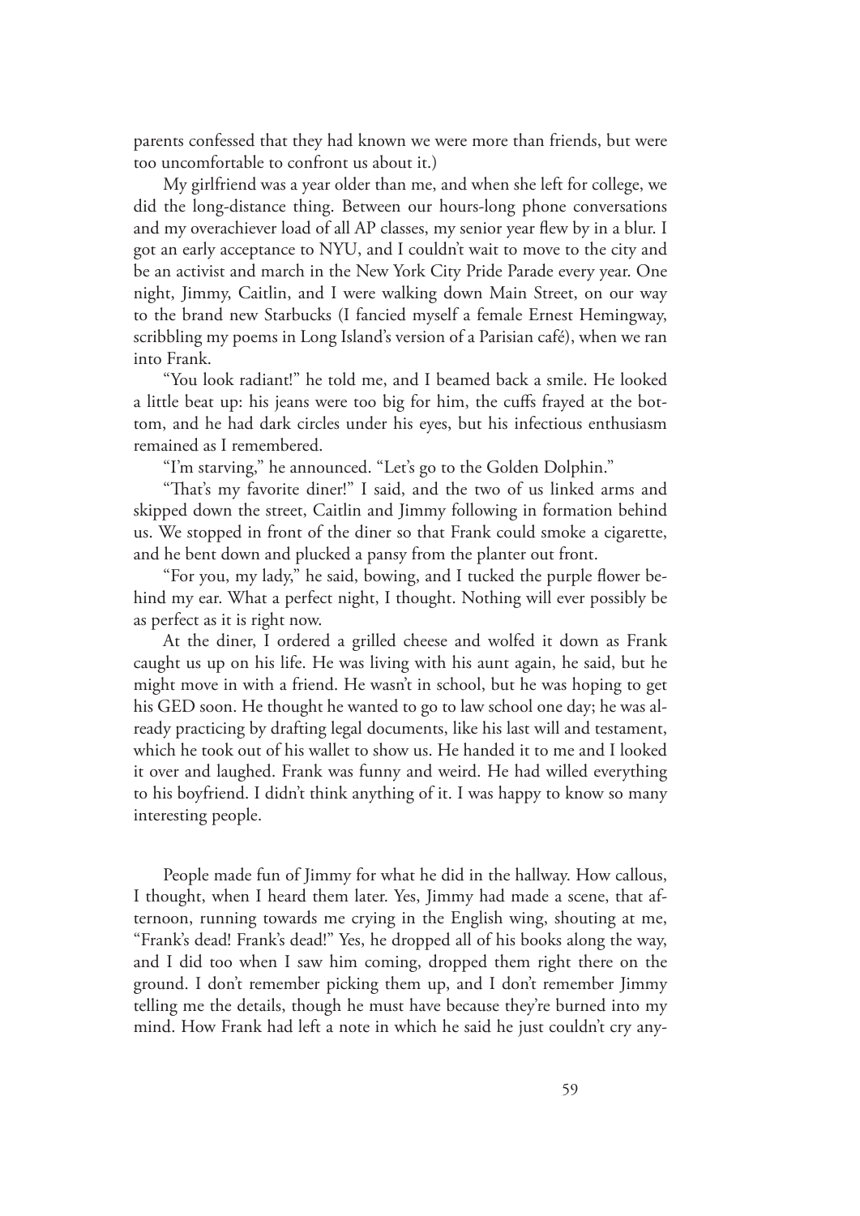parents confessed that they had known we were more than friends, but were too uncomfortable to confront us about it.)

My girlfriend was a year older than me, and when she left for college, we did the long-distance thing. Between our hours-long phone conversations and my overachiever load of all AP classes, my senior year flew by in a blur. I got an early acceptance to NYU, and I couldn't wait to move to the city and be an activist and march in the New York City Pride Parade every year. One night, Jimmy, Caitlin, and I were walking down Main Street, on our way to the brand new Starbucks (I fancied myself a female Ernest Hemingway, scribbling my poems in Long Island's version of a Parisian café), when we ran into Frank.

"You look radiant!" he told me, and I beamed back a smile. He looked a little beat up: his jeans were too big for him, the cuffs frayed at the bottom, and he had dark circles under his eyes, but his infectious enthusiasm remained as I remembered.

"I'm starving," he announced. "Let's go to the Golden Dolphin."

"That's my favorite diner!" I said, and the two of us linked arms and skipped down the street, Caitlin and Jimmy following in formation behind us. We stopped in front of the diner so that Frank could smoke a cigarette, and he bent down and plucked a pansy from the planter out front.

"For you, my lady," he said, bowing, and I tucked the purple flower behind my ear. What a perfect night, I thought. Nothing will ever possibly be as perfect as it is right now.

At the diner, I ordered a grilled cheese and wolfed it down as Frank caught us up on his life. He was living with his aunt again, he said, but he might move in with a friend. He wasn't in school, but he was hoping to get his GED soon. He thought he wanted to go to law school one day; he was already practicing by drafting legal documents, like his last will and testament, which he took out of his wallet to show us. He handed it to me and I looked it over and laughed. Frank was funny and weird. He had willed everything to his boyfriend. I didn't think anything of it. I was happy to know so many interesting people.

People made fun of Jimmy for what he did in the hallway. How callous, I thought, when I heard them later. Yes, Jimmy had made a scene, that afternoon, running towards me crying in the English wing, shouting at me, "Frank's dead! Frank's dead!" Yes, he dropped all of his books along the way, and I did too when I saw him coming, dropped them right there on the ground. I don't remember picking them up, and I don't remember Jimmy telling me the details, though he must have because they're burned into my mind. How Frank had left a note in which he said he just couldn't cry any-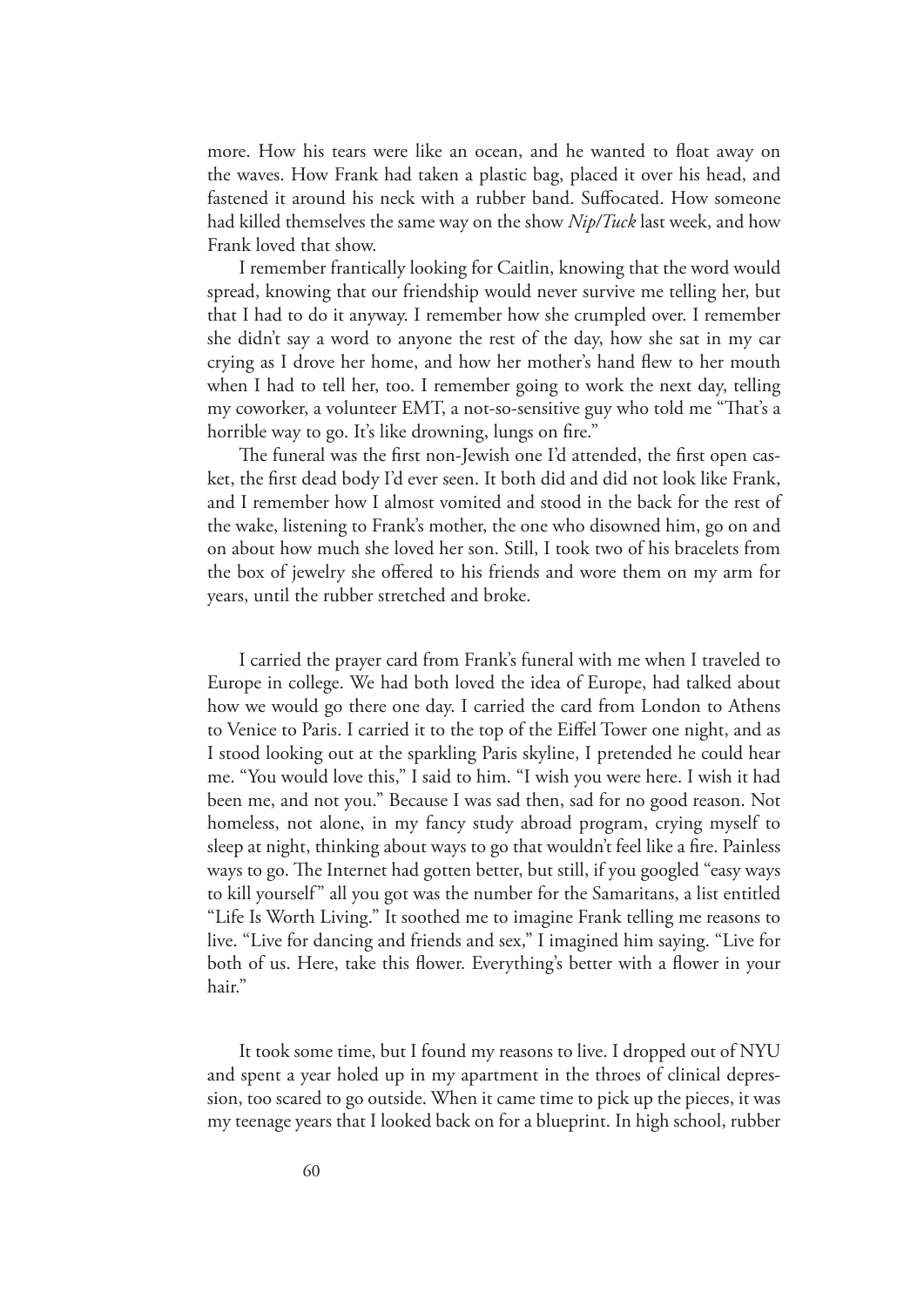more. How his tears were like an ocean, and he wanted to float away on the waves. How Frank had taken a plastic bag, placed it over his head, and fastened it around his neck with a rubber band. Suffocated. How someone had killed themselves the same way on the show *Nip/Tuck* last week, and how Frank loved that show.

I remember frantically looking for Caitlin, knowing that the word would spread, knowing that our friendship would never survive me telling her, but that I had to do it anyway. I remember how she crumpled over. I remember she didn't say a word to anyone the rest of the day, how she sat in my car crying as I drove her home, and how her mother's hand flew to her mouth when I had to tell her, too. I remember going to work the next day, telling my coworker, a volunteer EMT, a not-so-sensitive guy who told me "That's a horrible way to go. It's like drowning, lungs on fire."

The funeral was the first non-Jewish one I'd attended, the first open casket, the first dead body I'd ever seen. It both did and did not look like Frank, and I remember how I almost vomited and stood in the back for the rest of the wake, listening to Frank's mother, the one who disowned him, go on and on about how much she loved her son. Still, I took two of his bracelets from the box of jewelry she offered to his friends and wore them on my arm for years, until the rubber stretched and broke.

I carried the prayer card from Frank's funeral with me when I traveled to Europe in college. We had both loved the idea of Europe, had talked about how we would go there one day. I carried the card from London to Athens to Venice to Paris. I carried it to the top of the Eiffel Tower one night, and as I stood looking out at the sparkling Paris skyline, I pretended he could hear me. "You would love this," I said to him. "I wish you were here. I wish it had been me, and not you." Because I was sad then, sad for no good reason. Not homeless, not alone, in my fancy study abroad program, crying myself to sleep at night, thinking about ways to go that wouldn't feel like a fire. Painless ways to go. The Internet had gotten better, but still, if you googled "easy ways to kill yourself" all you got was the number for the Samaritans, a list entitled "Life Is Worth Living." It soothed me to imagine Frank telling me reasons to live. "Live for dancing and friends and sex," I imagined him saying. "Live for both of us. Here, take this flower. Everything's better with a flower in your hair."

It took some time, but I found my reasons to live. I dropped out of NYU and spent a year holed up in my apartment in the throes of clinical depression, too scared to go outside. When it came time to pick up the pieces, it was my teenage years that I looked back on for a blueprint. In high school, rubber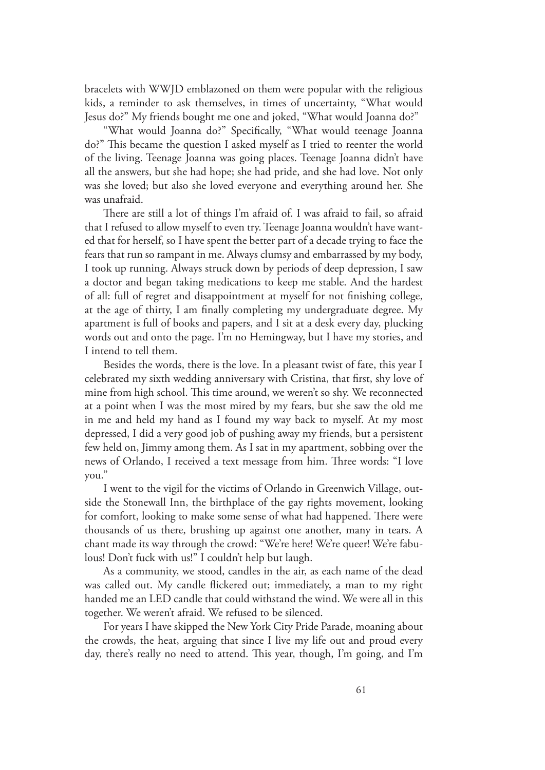bracelets with WWJD emblazoned on them were popular with the religious kids, a reminder to ask themselves, in times of uncertainty, "What would Jesus do?" My friends bought me one and joked, "What would Joanna do?"

"What would Joanna do?" Specifically, "What would teenage Joanna do?" This became the question I asked myself as I tried to reenter the world of the living. Teenage Joanna was going places. Teenage Joanna didn't have all the answers, but she had hope; she had pride, and she had love. Not only was she loved; but also she loved everyone and everything around her. She was unafraid.

There are still a lot of things I'm afraid of. I was afraid to fail, so afraid that I refused to allow myself to even try. Teenage Joanna wouldn't have wanted that for herself, so I have spent the better part of a decade trying to face the fears that run so rampant in me. Always clumsy and embarrassed by my body, I took up running. Always struck down by periods of deep depression, I saw a doctor and began taking medications to keep me stable. And the hardest of all: full of regret and disappointment at myself for not finishing college, at the age of thirty, I am finally completing my undergraduate degree. My apartment is full of books and papers, and I sit at a desk every day, plucking words out and onto the page. I'm no Hemingway, but I have my stories, and I intend to tell them.

Besides the words, there is the love. In a pleasant twist of fate, this year I celebrated my sixth wedding anniversary with Cristina, that first, shy love of mine from high school. This time around, we weren't so shy. We reconnected at a point when I was the most mired by my fears, but she saw the old me in me and held my hand as I found my way back to myself. At my most depressed, I did a very good job of pushing away my friends, but a persistent few held on, Jimmy among them. As I sat in my apartment, sobbing over the news of Orlando, I received a text message from him. Three words: "I love you."

I went to the vigil for the victims of Orlando in Greenwich Village, outside the Stonewall Inn, the birthplace of the gay rights movement, looking for comfort, looking to make some sense of what had happened. There were thousands of us there, brushing up against one another, many in tears. A chant made its way through the crowd: "We're here! We're queer! We're fabulous! Don't fuck with us!" I couldn't help but laugh.

As a community, we stood, candles in the air, as each name of the dead was called out. My candle flickered out; immediately, a man to my right handed me an LED candle that could withstand the wind. We were all in this together. We weren't afraid. We refused to be silenced.

For years I have skipped the New York City Pride Parade, moaning about the crowds, the heat, arguing that since I live my life out and proud every day, there's really no need to attend. This year, though, I'm going, and I'm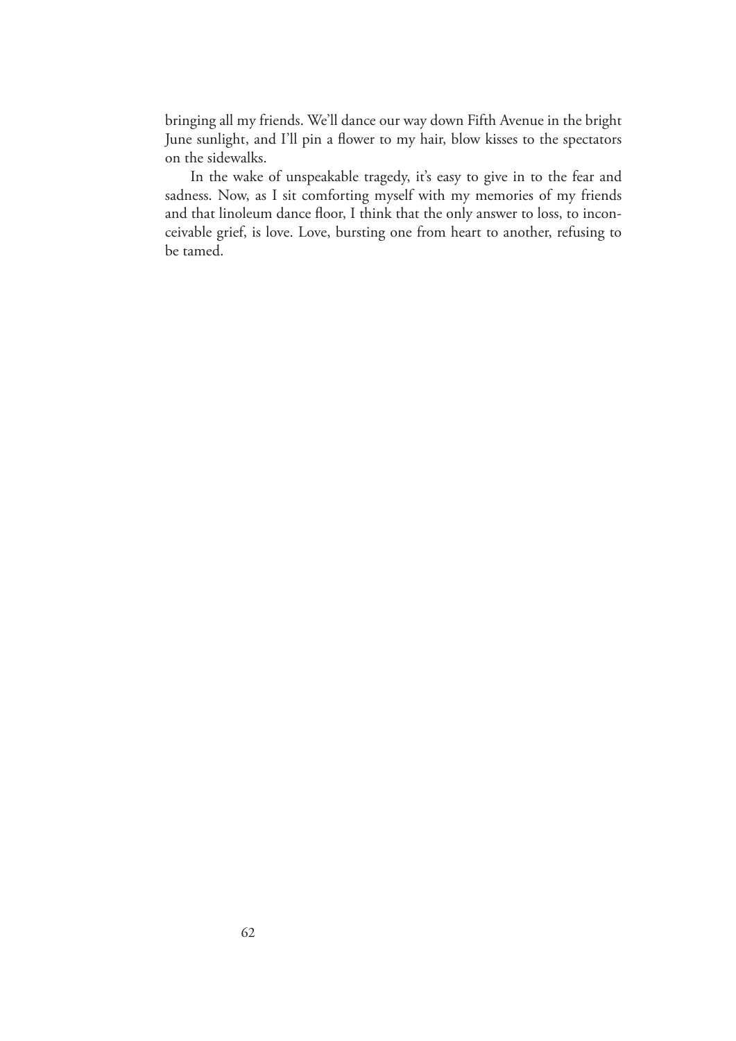bringing all my friends. We'll dance our way down Fifth Avenue in the bright June sunlight, and I'll pin a flower to my hair, blow kisses to the spectators on the sidewalks.

In the wake of unspeakable tragedy, it's easy to give in to the fear and sadness. Now, as I sit comforting myself with my memories of my friends and that linoleum dance floor, I think that the only answer to loss, to inconceivable grief, is love. Love, bursting one from heart to another, refusing to be tamed.